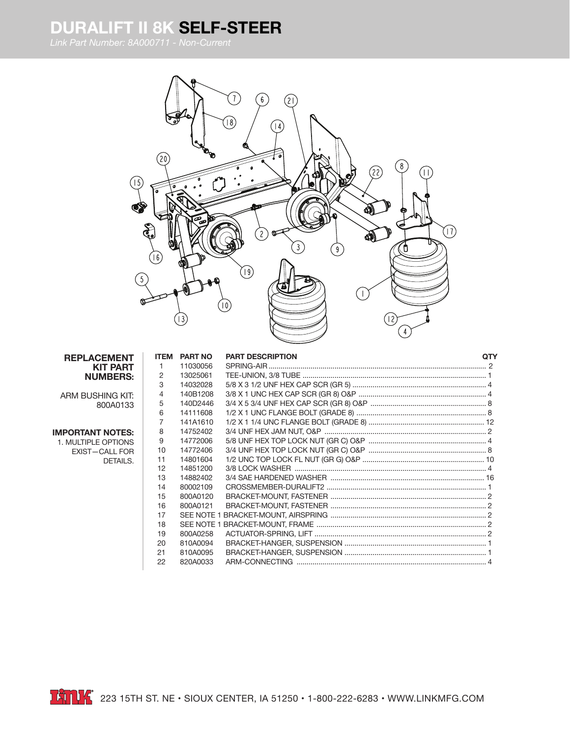# DURALIFT II 8K SELF-STEER

*Link Part Number: 8A000711 - Non-Current*

**REPLACEMENT KIT PART NUMBERS:**

ARM BUSHING KIT: 800A0133

**IMPORTANT NOTES:**

1. MULTIPLE OPTIONS EXIST—CALL FOR DETAILS.

| ITEM | PART NO | PART DESCRIPTION | QTY |
|---|---|---|---|
| 1 | 11030056 | SPRING-AIR | 2 |
| 2 | 13025061 | TEE-UNION, 3/8 TUBE | 1 |
| 3 | 14032028 | 5/8 X 3 1/2 UNF HEX CAP SCR (GR 5) | 4 |
| 4 | 140B1208 | 3/8 X 1 UNC HEX CAP SCR (GR 8) O&P | 4 |
| 5 | 140D2446 | 3/4 X 5 3/4 UNF HEX CAP SCR (GR 8) O&P | 8 |
| 6 | 14111608 | 1/2 X 1 UNC FLANGE BOLT (GRADE 8) | 8 |
| 7 | 141A1610 | 1/2 X 1 1/4 UNC FLANGE BOLT (GRADE 8) | 12 |
| 8 | 14752402 | 3/4 UNF HEX JAM NUT, O&P | 2 |
| 9 | 14772006 | 5/8 UNF HEX TOP LOCK NUT (GR C) O&P | 4 |
| 10 | 14772406 | 3/4 UNF HEX TOP LOCK NUT (GR C) O&P | 8 |
| 11 | 14801604 | 1/2 UNC TOP LOCK FL NUT (GR G) O&P | 10 |
| 12 | 14851200 | 3/8 LOCK WASHER | 4 |
| 13 | 14882402 | 3/4 SAE HARDENED WASHER | 16 |
| 14 | 80002109 | CROSSMEMBER-DURALIFT2 | 1 |
| 15 | 800A0120 | BRACKET-MOUNT, FASTENER | 2 |
| 16 | 800A0121 | BRACKET-MOUNT, FASTENER | 2 |
| 17 | SEE NOTE 1 | BRACKET-MOUNT, AIRSPRING | 2 |
| 18 | SEE NOTE 1 | BRACKET-MOUNT, FRAME | 2 |
| 19 | 800A0258 | ACTUATOR-SPRING, LIFT | 2 |
| 20 | 810A0094 | BRACKET-HANGER, SUSPENSION | 1 |
| 21 | 810A0095 | BRACKET-HANGER, SUSPENSION | 1 |
| 22 | 820A0033 | ARM-CONNECTING | 4 |

223 15TH ST. NE • SIOUX CENTER, IA 51250 • 1-800-222-6283 • WWW.LINKMFG.COM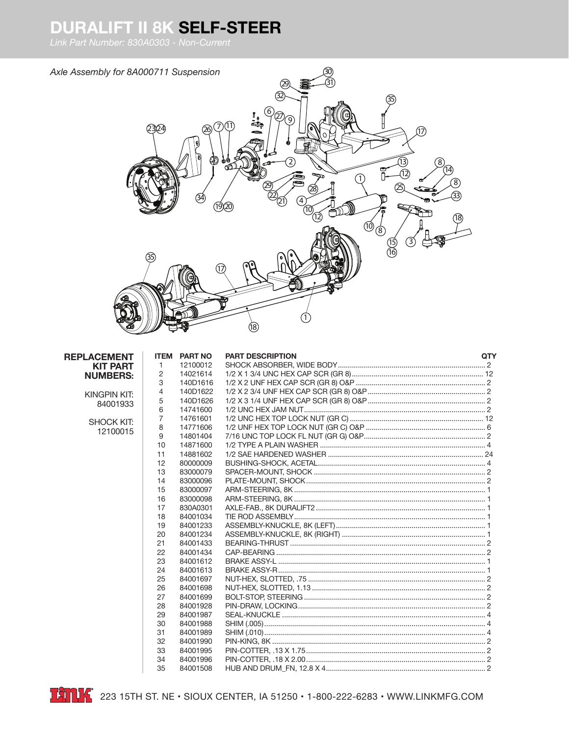# DURALIFT II 8K SELF-STEER

*Link Part Number: 830A0303 - Non-Current*

*Axle Assembly for 8A000711 Suspension*

**REPLACEMENT KIT PART NUMBERS:**

KINGPIN KIT: 84001933

SHOCK KIT: 12100015

| ITEM | PART NO | PART DESCRIPTION | QTY |
|---|---|---|---|
| 1 | 12100012 | SHOCK ABSORBER, WIDE BODY | 2 |
| 2 | 14021614 | 1/2 X 1 3/4 UNC HEX CAP SCR (GR 8) | 12 |
| 3 | 140D1616 | 1/2 X 2 UNF HEX CAP SCR (GR 8) O&P | 2 |
| 4 | 140D1622 | 1/2 X 2 3/4 UNF HEX CAP SCR (GR 8) O&P | 2 |
| 5 | 140D1626 | 1/2 X 3 1/4 UNF HEX CAP SCR (GR 8) O&P | 2 |
| 6 | 14741600 | 1/2 UNC HEX JAM NUT | 2 |
| 7 | 14761601 | 1/2 UNC HEX TOP LOCK NUT (GR C) | 12 |
| 8 | 14771606 | 1/2 UNF HEX TOP LOCK NUT (GR C) O&P | 6 |
| 9 | 14801404 | 7/16 UNC TOP LOCK FL NUT (GR G) O&P | 2 |
| 10 | 14871600 | 1/2 TYPE A PLAIN WASHER | 4 |
| 11 | 14881602 | 1/2 SAE HARDENED WASHER | 24 |
| 12 | 80000009 | BUSHING-SHOCK, ACETAL | 4 |
| 13 | 83000079 | SPACER-MOUNT, SHOCK | 2 |
| 14 | 83000096 | PLATE-MOUNT, SHOCK | 2 |
| 15 | 83000097 | ARM-STEERING, 8K | 1 |
| 16 | 83000098 | ARM-STEERING, 8K | 1 |
| 17 | 830A0301 | AXLE-FAB., 8K DURALIFT2 | 1 |
| 18 | 84001034 | TIE ROD ASSEMBLY | 1 |
| 19 | 84001233 | ASSEMBLY-KNUCKLE, 8K (LEFT) | 1 |
| 20 | 84001234 | ASSEMBLY-KNUCKLE, 8K (RIGHT) | 1 |
| 21 | 84001433 | BEARING-THRUST | 2 |
| 22 | 84001434 | CAP-BEARING | 2 |
| 23 | 84001612 | BRAKE ASSY-L | 1 |
| 24 | 84001613 | BRAKE ASSY-R | 1 |
| 25 | 84001697 | NUT-HEX, SLOTTED, .75 | 2 |
| 26 | 84001698 | NUT-HEX, SLOTTED, 1.13 | 2 |
| 27 | 84001699 | BOLT-STOP, STEERING | 2 |
| 28 | 84001928 | PIN-DRAW, LOCKING | 2 |
| 29 | 84001987 | SEAL-KNUCKLE | 4 |
| 30 | 84001988 | SHIM (.005) | 4 |
| 31 | 84001989 | SHIM (.010) | 4 |
| 32 | 84001990 | PIN-KING, 8K | 2 |
| 33 | 84001995 | PIN-COTTER, .13 X 1.75 | 2 |
| 34 | 84001996 | PIN-COTTER, .18 X 2.00 | 2 |
| 35 | 84001508 | HUB AND DRUM_FN, 12.8 X 4 | 2 |

223 15TH ST. NE • SIOUX CENTER, IA 51250 • 1-800-222-6283 • WWW.LINKMFG.COM